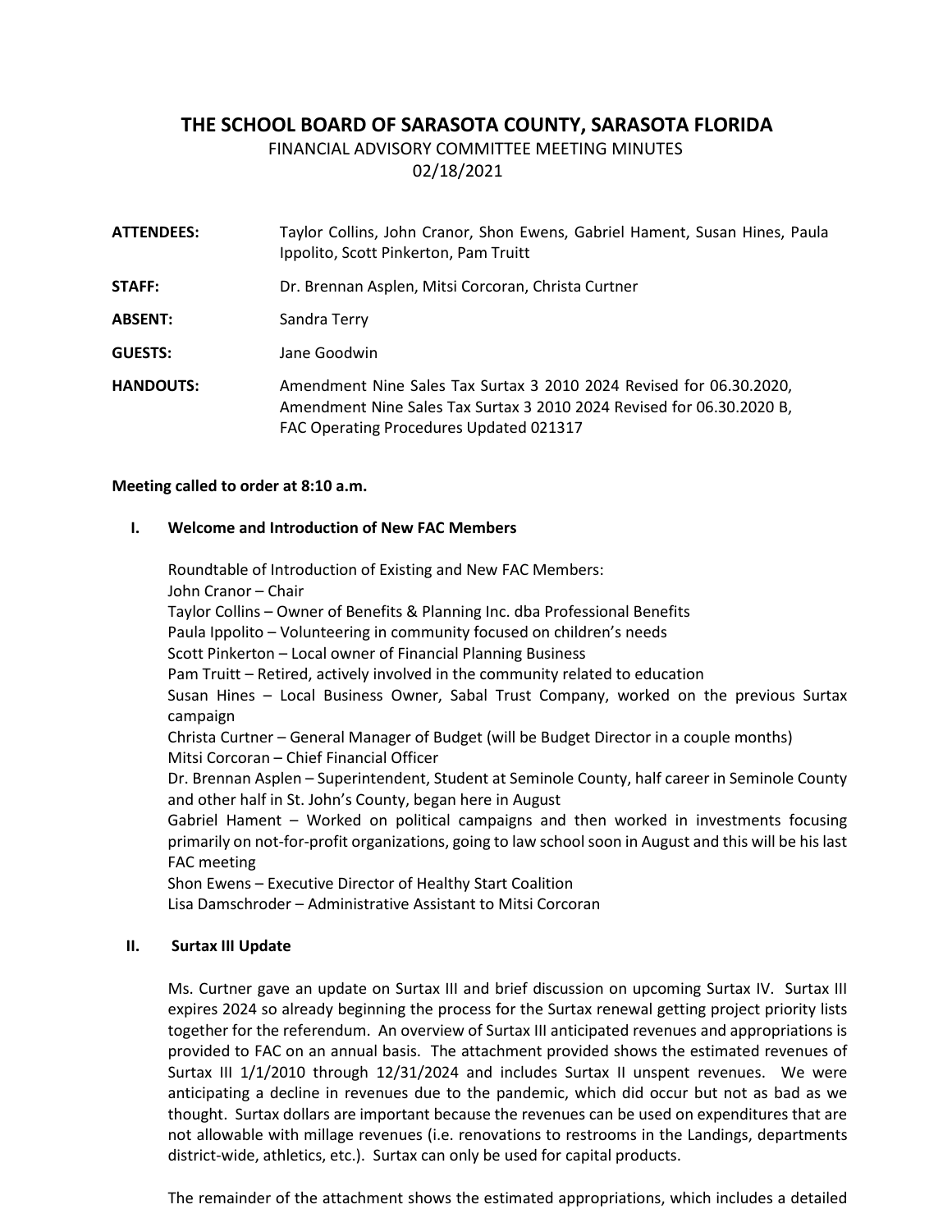# THE SCHOOL BOARD OF SARASOTA COUNTY, SARASOTA FLORIDA

FINANCIAL ADVISORY COMMITTEE MEETING MINUTES

02/18/2021

**ATTENDEES:** Taylor Collins, John Cranor, Shon Ewens, Gabriel Hament, Susan Hines, Paula Ippolito, Scott Pinkerton, Pam Truitt

**STAFF:** Dr. Brennan Asplen, Mitsi Corcoran, Christa Curtner

**ABSENT:** Sandra Terry

**GUESTS:** Jane Goodwin

**HANDOUTS:** Amendment Nine Sales Tax Surtax 3 2010 2024 Revised for 06.30.2020, Amendment Nine Sales Tax Surtax 3 2010 2024 Revised for 06.30.2020 B, FAC Operating Procedures Updated 021317

**Meeting called to order at 8:10 a.m.**

## I. Welcome and Introduction of New FAC Members

Roundtable of Introduction of Existing and New FAC Members:
John Cranor – Chair
Taylor Collins – Owner of Benefits & Planning Inc. dba Professional Benefits
Paula Ippolito – Volunteering in community focused on children's needs
Scott Pinkerton – Local owner of Financial Planning Business
Pam Truitt – Retired, actively involved in the community related to education
Susan Hines – Local Business Owner, Sabal Trust Company, worked on the previous Surtax campaign
Christa Curtner – General Manager of Budget (will be Budget Director in a couple months)
Mitsi Corcoran – Chief Financial Officer
Dr. Brennan Asplen – Superintendent, Student at Seminole County, half career in Seminole County and other half in St. John's County, began here in August
Gabriel Hament – Worked on political campaigns and then worked in investments focusing primarily on not-for-profit organizations, going to law school soon in August and this will be his last FAC meeting
Shon Ewens – Executive Director of Healthy Start Coalition
Lisa Damschroder – Administrative Assistant to Mitsi Corcoran

## II. Surtax III Update

Ms. Curtner gave an update on Surtax III and brief discussion on upcoming Surtax IV. Surtax III expires 2024 so already beginning the process for the Surtax renewal getting project priority lists together for the referendum. An overview of Surtax III anticipated revenues and appropriations is provided to FAC on an annual basis. The attachment provided shows the estimated revenues of Surtax III 1/1/2010 through 12/31/2024 and includes Surtax II unspent revenues. We were anticipating a decline in revenues due to the pandemic, which did occur but not as bad as we thought. Surtax dollars are important because the revenues can be used on expenditures that are not allowable with millage revenues (i.e. renovations to restrooms in the Landings, departments district-wide, athletics, etc.). Surtax can only be used for capital products.

The remainder of the attachment shows the estimated appropriations, which includes a detailed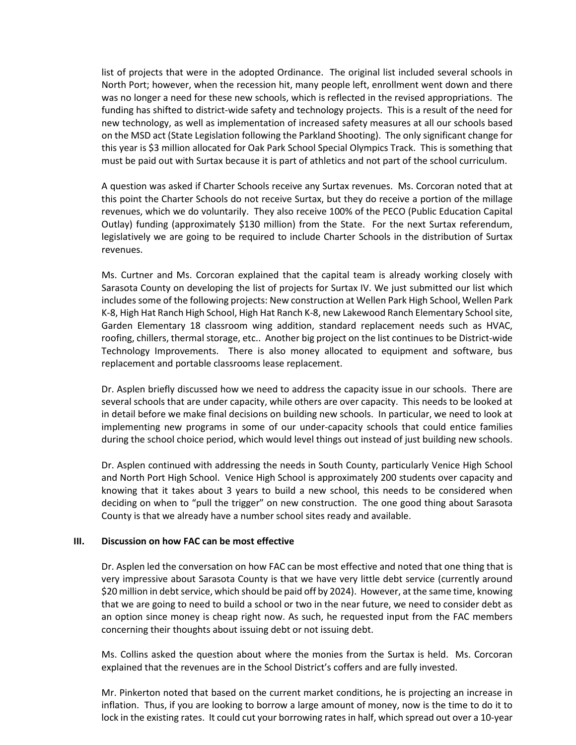list of projects that were in the adopted Ordinance. The original list included several schools in North Port; however, when the recession hit, many people left, enrollment went down and there was no longer a need for these new schools, which is reflected in the revised appropriations. The funding has shifted to district-wide safety and technology projects. This is a result of the need for new technology, as well as implementation of increased safety measures at all our schools based on the MSD act (State Legislation following the Parkland Shooting). The only significant change for this year is $3 million allocated for Oak Park School Special Olympics Track. This is something that must be paid out with Surtax because it is part of athletics and not part of the school curriculum.

A question was asked if Charter Schools receive any Surtax revenues. Ms. Corcoran noted that at this point the Charter Schools do not receive Surtax, but they do receive a portion of the millage revenues, which we do voluntarily. They also receive 100% of the PECO (Public Education Capital Outlay) funding (approximately $130 million) from the State. For the next Surtax referendum, legislatively we are going to be required to include Charter Schools in the distribution of Surtax revenues.

Ms. Curtner and Ms. Corcoran explained that the capital team is already working closely with Sarasota County on developing the list of projects for Surtax IV. We just submitted our list which includes some of the following projects: New construction at Wellen Park High School, Wellen Park K-8, High Hat Ranch High School, High Hat Ranch K-8, new Lakewood Ranch Elementary School site, Garden Elementary 18 classroom wing addition, standard replacement needs such as HVAC, roofing, chillers, thermal storage, etc.. Another big project on the list continues to be District-wide Technology Improvements. There is also money allocated to equipment and software, bus replacement and portable classrooms lease replacement.

Dr. Asplen briefly discussed how we need to address the capacity issue in our schools. There are several schools that are under capacity, while others are over capacity. This needs to be looked at in detail before we make final decisions on building new schools. In particular, we need to look at implementing new programs in some of our under-capacity schools that could entice families during the school choice period, which would level things out instead of just building new schools.

Dr. Asplen continued with addressing the needs in South County, particularly Venice High School and North Port High School. Venice High School is approximately 200 students over capacity and knowing that it takes about 3 years to build a new school, this needs to be considered when deciding on when to "pull the trigger" on new construction. The one good thing about Sarasota County is that we already have a number school sites ready and available.

### III. Discussion on how FAC can be most effective

Dr. Asplen led the conversation on how FAC can be most effective and noted that one thing that is very impressive about Sarasota County is that we have very little debt service (currently around $20 million in debt service, which should be paid off by 2024). However, at the same time, knowing that we are going to need to build a school or two in the near future, we need to consider debt as an option since money is cheap right now. As such, he requested input from the FAC members concerning their thoughts about issuing debt or not issuing debt.

Ms. Collins asked the question about where the monies from the Surtax is held. Ms. Corcoran explained that the revenues are in the School District's coffers and are fully invested.

Mr. Pinkerton noted that based on the current market conditions, he is projecting an increase in inflation. Thus, if you are looking to borrow a large amount of money, now is the time to do it to lock in the existing rates. It could cut your borrowing rates in half, which spread out over a 10-year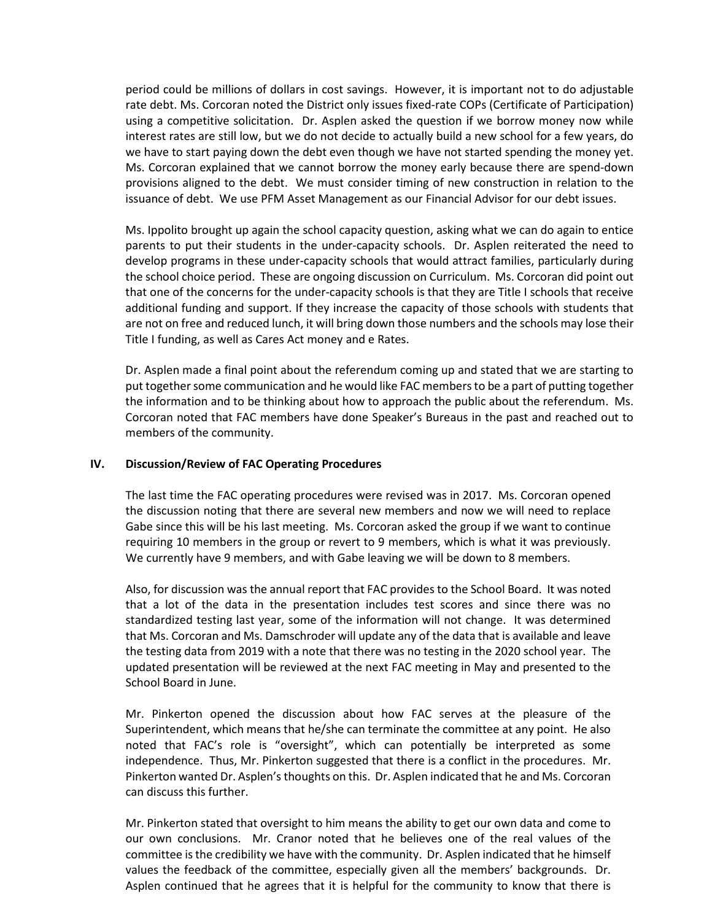period could be millions of dollars in cost savings. However, it is important not to do adjustable rate debt. Ms. Corcoran noted the District only issues fixed-rate COPs (Certificate of Participation) using a competitive solicitation. Dr. Asplen asked the question if we borrow money now while interest rates are still low, but we do not decide to actually build a new school for a few years, do we have to start paying down the debt even though we have not started spending the money yet. Ms. Corcoran explained that we cannot borrow the money early because there are spend-down provisions aligned to the debt. We must consider timing of new construction in relation to the issuance of debt. We use PFM Asset Management as our Financial Advisor for our debt issues.

Ms. Ippolito brought up again the school capacity question, asking what we can do again to entice parents to put their students in the under-capacity schools. Dr. Asplen reiterated the need to develop programs in these under-capacity schools that would attract families, particularly during the school choice period. These are ongoing discussion on Curriculum. Ms. Corcoran did point out that one of the concerns for the under-capacity schools is that they are Title I schools that receive additional funding and support. If they increase the capacity of those schools with students that are not on free and reduced lunch, it will bring down those numbers and the schools may lose their Title I funding, as well as Cares Act money and e Rates.

Dr. Asplen made a final point about the referendum coming up and stated that we are starting to put together some communication and he would like FAC members to be a part of putting together the information and to be thinking about how to approach the public about the referendum. Ms. Corcoran noted that FAC members have done Speaker's Bureaus in the past and reached out to members of the community.

### IV. Discussion/Review of FAC Operating Procedures

The last time the FAC operating procedures were revised was in 2017. Ms. Corcoran opened the discussion noting that there are several new members and now we will need to replace Gabe since this will be his last meeting. Ms. Corcoran asked the group if we want to continue requiring 10 members in the group or revert to 9 members, which is what it was previously. We currently have 9 members, and with Gabe leaving we will be down to 8 members.

Also, for discussion was the annual report that FAC provides to the School Board. It was noted that a lot of the data in the presentation includes test scores and since there was no standardized testing last year, some of the information will not change. It was determined that Ms. Corcoran and Ms. Damschroder will update any of the data that is available and leave the testing data from 2019 with a note that there was no testing in the 2020 school year. The updated presentation will be reviewed at the next FAC meeting in May and presented to the School Board in June.

Mr. Pinkerton opened the discussion about how FAC serves at the pleasure of the Superintendent, which means that he/she can terminate the committee at any point. He also noted that FAC's role is "oversight", which can potentially be interpreted as some independence. Thus, Mr. Pinkerton suggested that there is a conflict in the procedures. Mr. Pinkerton wanted Dr. Asplen's thoughts on this. Dr. Asplen indicated that he and Ms. Corcoran can discuss this further.

Mr. Pinkerton stated that oversight to him means the ability to get our own data and come to our own conclusions. Mr. Cranor noted that he believes one of the real values of the committee is the credibility we have with the community. Dr. Asplen indicated that he himself values the feedback of the committee, especially given all the members' backgrounds. Dr. Asplen continued that he agrees that it is helpful for the community to know that there is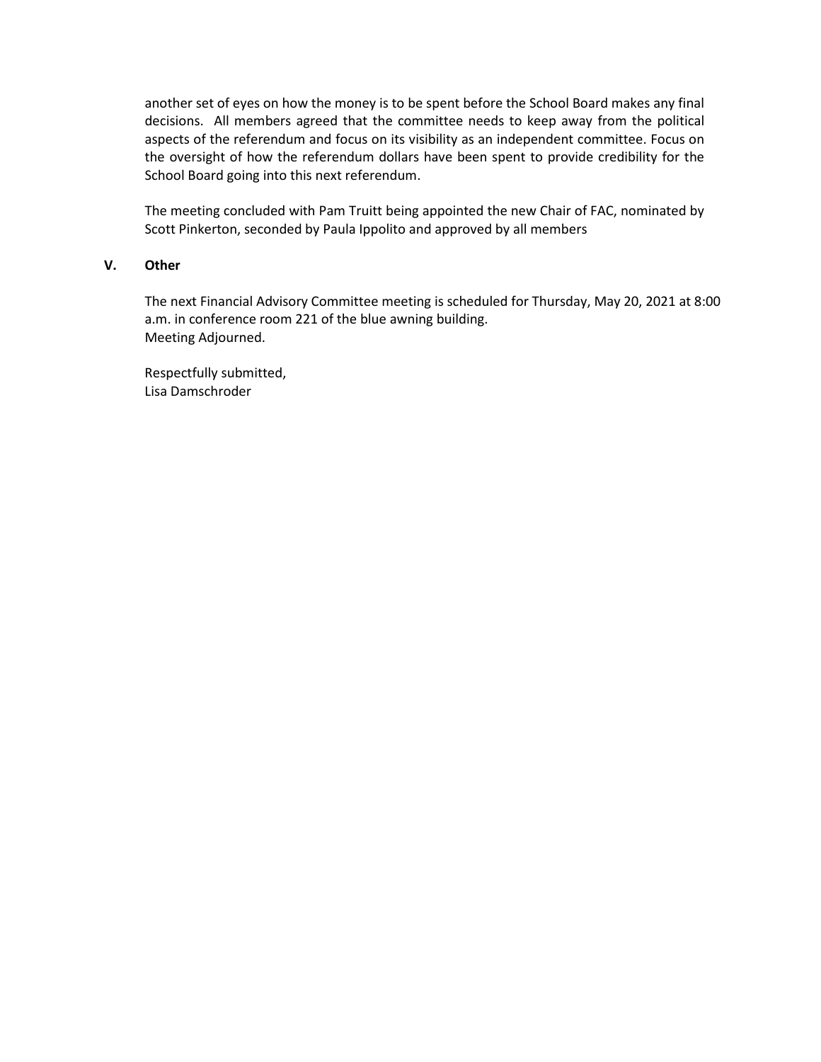another set of eyes on how the money is to be spent before the School Board makes any final decisions. All members agreed that the committee needs to keep away from the political aspects of the referendum and focus on its visibility as an independent committee. Focus on the oversight of how the referendum dollars have been spent to provide credibility for the School Board going into this next referendum.

The meeting concluded with Pam Truitt being appointed the new Chair of FAC, nominated by Scott Pinkerton, seconded by Paula Ippolito and approved by all members

## V. Other

The next Financial Advisory Committee meeting is scheduled for Thursday, May 20, 2021 at 8:00 a.m. in conference room 221 of the blue awning building.
Meeting Adjourned.

Respectfully submitted,
Lisa Damschroder